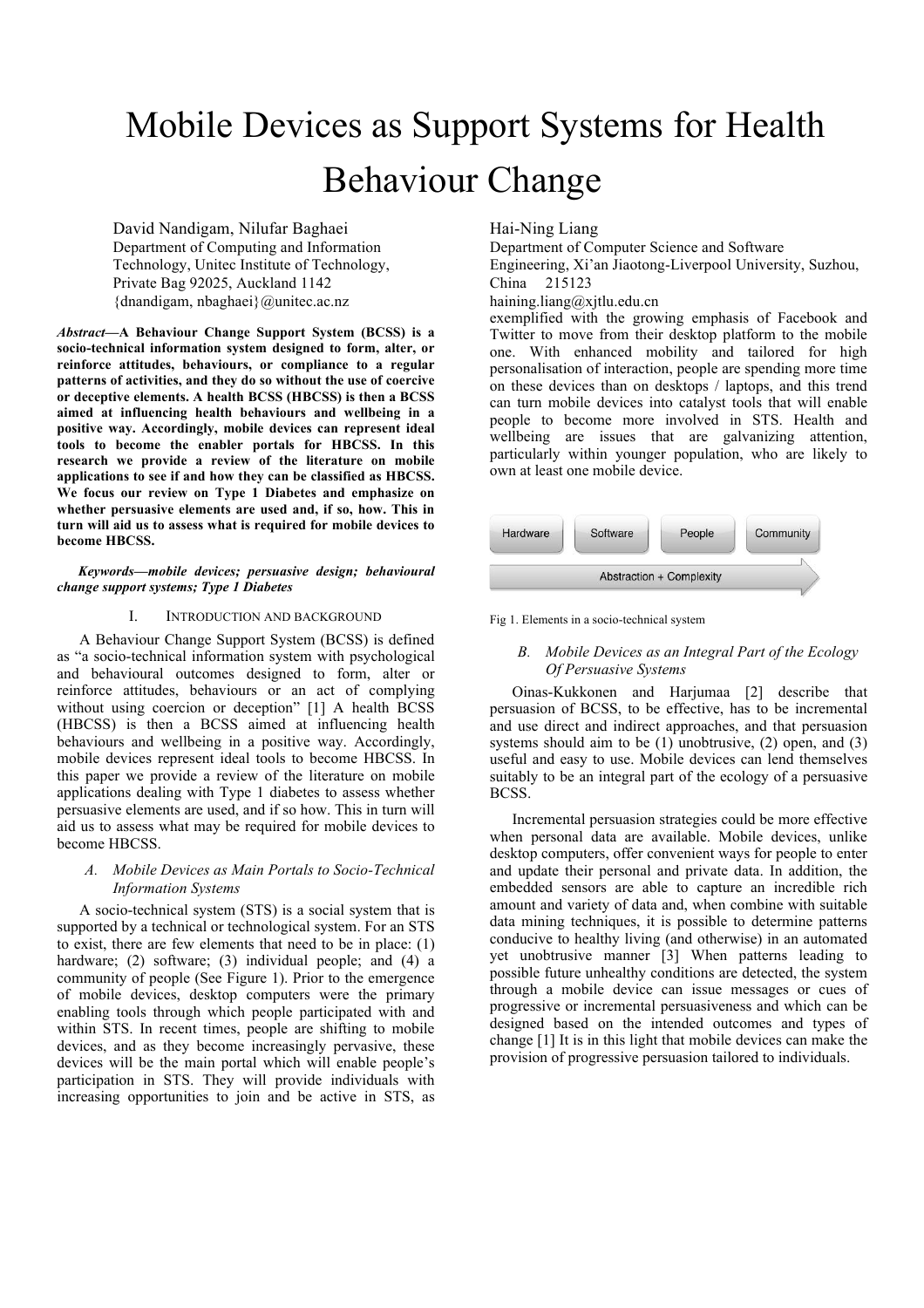# Mobile Devices as Support Systems for Health Behaviour Change

David Nandigam, Nilufar Baghaei
Department of Computing and Information Technology, Unitec Institute of Technology, Private Bag 92025, Auckland 1142
{dnandigam, nbaghaei}@unitec.ac.nz

Hai-Ning Liang
Department of Computer Science and Software Engineering, Xi'an Jiaotong-Liverpool University, Suzhou, China 215123
haining.liang@xjtlu.edu.cn

***Abstract*—A Behaviour Change Support System (BCSS) is a socio-technical information system designed to form, alter, or reinforce attitudes, behaviours, or compliance to a regular patterns of activities, and they do so without the use of coercive or deceptive elements. A health BCSS (HBCSS) is then a BCSS aimed at influencing health behaviours and wellbeing in a positive way. Accordingly, mobile devices can represent ideal tools to become the enabler portals for HBCSS. In this research we provide a review of the literature on mobile applications to see if and how they can be classified as HBCSS. We focus our review on Type 1 Diabetes and emphasize on whether persuasive elements are used and, if so, how. This in turn will aid us to assess what is required for mobile devices to become HBCSS.**

***Keywords—mobile devices; persuasive design; behavioural change support systems; Type 1 Diabetes***

## I. Introduction and Background

A Behaviour Change Support System (BCSS) is defined as "a socio-technical information system with psychological and behavioural outcomes designed to form, alter or reinforce attitudes, behaviours or an act of complying without using coercion or deception" [1] A health BCSS (HBCSS) is then a BCSS aimed at influencing health behaviours and wellbeing in a positive way. Accordingly, mobile devices represent ideal tools to become HBCSS. In this paper we provide a review of the literature on mobile applications dealing with Type 1 diabetes to assess whether persuasive elements are used, and if so how. This in turn will aid us to assess what may be required for mobile devices to become HBCSS.

### *A. Mobile Devices as Main Portals to Socio-Technical Information Systems*

A socio-technical system (STS) is a social system that is supported by a technical or technological system. For an STS to exist, there are few elements that need to be in place: (1) hardware; (2) software; (3) individual people; and (4) a community of people (See Figure 1). Prior to the emergence of mobile devices, desktop computers were the primary enabling tools through which people participated with and within STS. In recent times, people are shifting to mobile devices, and as they become increasingly pervasive, these devices will be the main portal which will enable people's participation in STS. They will provide individuals with increasing opportunities to join and be active in STS, as exemplified with the growing emphasis of Facebook and Twitter to move from their desktop platform to the mobile one. With enhanced mobility and tailored for high personalisation of interaction, people are spending more time on these devices than on desktops / laptops, and this trend can turn mobile devices into catalyst tools that will enable people to become more involved in STS. Health and wellbeing are issues that are galvanizing attention, particularly within younger population, who are likely to own at least one mobile device.

| Hardware | Software | People | Community |
|---|---|---|---|

Abstraction + Complexity

Fig 1. Elements in a socio-technical system

### *B. Mobile Devices as an Integral Part of the Ecology Of Persuasive Systems*

Oinas-Kukkonen and Harjumaa [2] describe that persuasion of BCSS, to be effective, has to be incremental and use direct and indirect approaches, and that persuasion systems should aim to be (1) unobtrusive, (2) open, and (3) useful and easy to use. Mobile devices can lend themselves suitably to be an integral part of the ecology of a persuasive BCSS.

Incremental persuasion strategies could be more effective when personal data are available. Mobile devices, unlike desktop computers, offer convenient ways for people to enter and update their personal and private data. In addition, the embedded sensors are able to capture an incredible rich amount and variety of data and, when combine with suitable data mining techniques, it is possible to determine patterns conducive to healthy living (and otherwise) in an automated yet unobtrusive manner [3] When patterns leading to possible future unhealthy conditions are detected, the system through a mobile device can issue messages or cues of progressive or incremental persuasiveness and which can be designed based on the intended outcomes and types of change [1] It is in this light that mobile devices can make the provision of progressive persuasion tailored to individuals.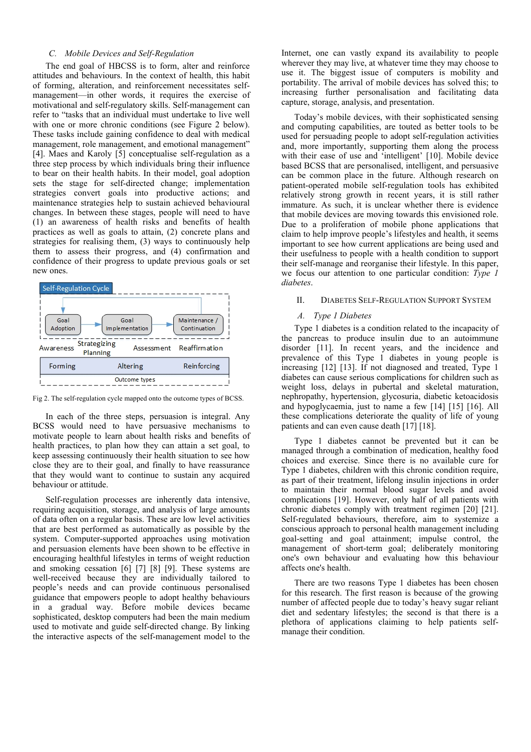### C. Mobile Devices and Self-Regulation

The end goal of HBCSS is to form, alter and reinforce attitudes and behaviours. In the context of health, this habit of forming, alteration, and reinforcement necessitates self-management—in other words, it requires the exercise of motivational and self-regulatory skills. Self-management can refer to "tasks that an individual must undertake to live well with one or more chronic conditions (see Figure 2 below). These tasks include gaining confidence to deal with medical management, role management, and emotional management" [4]. Maes and Karoly [5] conceptualise self-regulation as a three step process by which individuals bring their influence to bear on their health habits. In their model, goal adoption sets the stage for self-directed change; implementation strategies convert goals into productive actions; and maintenance strategies help to sustain achieved behavioural changes. In between these stages, people will need to have (1) an awareness of health risks and benefits of health practices as well as goals to attain, (2) concrete plans and strategies for realising them, (3) ways to continuously help them to assess their progress, and (4) confirmation and confidence of their progress to update previous goals or set new ones.

Self-Regulation Cycle

Goal Adoption → Goal Implementation → Maintenance / Continuation

Awareness | Strategizing Planning | Assessment | Reaffirmation

| Forming | Altering | Reinforcing |
|---|---|---|

Outcome types

Fig 2. The self-regulation cycle mapped onto the outcome types of BCSS.

In each of the three steps, persuasion is integral. Any BCSS would need to have persuasive mechanisms to motivate people to learn about health risks and benefits of health practices, to plan how they can attain a set goal, to keep assessing continuously their health situation to see how close they are to their goal, and finally to have reassurance that they would want to continue to sustain any acquired behaviour or attitude.

Self-regulation processes are inherently data intensive, requiring acquisition, storage, and analysis of large amounts of data often on a regular basis. These are low level activities that are best performed as automatically as possible by the system. Computer-supported approaches using motivation and persuasion elements have been shown to be effective in encouraging healthful lifestyles in terms of weight reduction and smoking cessation [6] [7] [8] [9]. These systems are well-received because they are individually tailored to people's needs and can provide continuous personalised guidance that empowers people to adopt healthy behaviours in a gradual way. Before mobile devices became sophisticated, desktop computers had been the main medium used to motivate and guide self-directed change. By linking the interactive aspects of the self-management model to the Internet, one can vastly expand its availability to people wherever they may live, at whatever time they may choose to use it. The biggest issue of computers is mobility and portability. The arrival of mobile devices has solved this; to increasing further personalisation and facilitating data capture, storage, analysis, and presentation.

Today's mobile devices, with their sophisticated sensing and computing capabilities, are touted as better tools to be used for persuading people to adopt self-regulation activities and, more importantly, supporting them along the process with their ease of use and 'intelligent' [10]. Mobile device based BCSS that are personalised, intelligent, and persuasive can be common place in the future. Although research on patient-operated mobile self-regulation tools has exhibited relatively strong growth in recent years, it is still rather immature. As such, it is unclear whether there is evidence that mobile devices are moving towards this envisioned role. Due to a proliferation of mobile phone applications that claim to help improve people's lifestyles and health, it seems important to see how current applications are being used and their usefulness to people with a health condition to support their self-manage and reorganise their lifestyle. In this paper, we focus our attention to one particular condition: *Type 1 diabetes*.

## II. Diabetes Self-Regulation Support System

### A. Type 1 Diabetes

Type 1 diabetes is a condition related to the incapacity of the pancreas to produce insulin due to an autoimmune disorder [11]. In recent years, and the incidence and prevalence of this Type 1 diabetes in young people is increasing [12] [13]. If not diagnosed and treated, Type 1 diabetes can cause serious complications for children such as weight loss, delays in pubertal and skeletal maturation, nephropathy, hypertension, glycosuria, diabetic ketoacidosis and hypoglycaemia, just to name a few [14] [15] [16]. All these complications deteriorate the quality of life of young patients and can even cause death [17] [18].

Type 1 diabetes cannot be prevented but it can be managed through a combination of medication, healthy food choices and exercise. Since there is no available cure for Type 1 diabetes, children with this chronic condition require, as part of their treatment, lifelong insulin injections in order to maintain their normal blood sugar levels and avoid complications [19]. However, only half of all patients with chronic diabetes comply with treatment regimen [20] [21]. Self-regulated behaviours, therefore, aim to systemize a conscious approach to personal health management including goal-setting and goal attainment; impulse control, the management of short-term goal; deliberately monitoring one's own behaviour and evaluating how this behaviour affects one's health.

There are two reasons Type 1 diabetes has been chosen for this research. The first reason is because of the growing number of affected people due to today's heavy sugar reliant diet and sedentary lifestyles; the second is that there is a plethora of applications claiming to help patients self-manage their condition.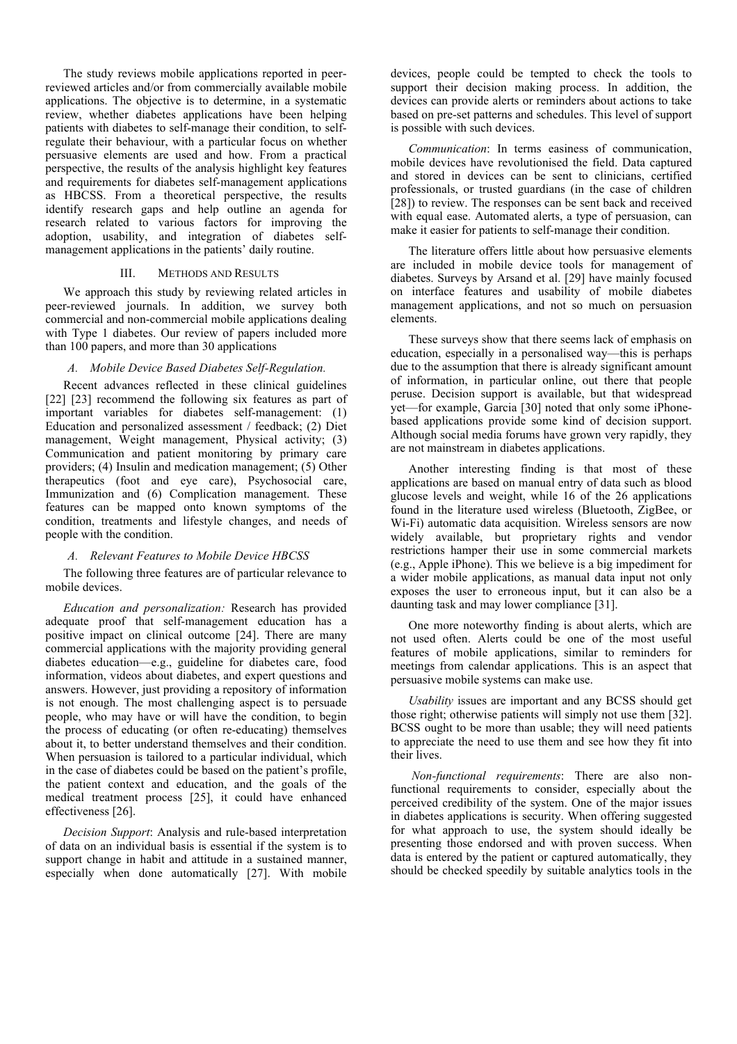The study reviews mobile applications reported in peer-reviewed articles and/or from commercially available mobile applications. The objective is to determine, in a systematic review, whether diabetes applications have been helping patients with diabetes to self-manage their condition, to self-regulate their behaviour, with a particular focus on whether persuasive elements are used and how. From a practical perspective, the results of the analysis highlight key features and requirements for diabetes self-management applications as HBCSS. From a theoretical perspective, the results identify research gaps and help outline an agenda for research related to various factors for improving the adoption, usability, and integration of diabetes self-management applications in the patients' daily routine.

## III. Methods and Results

We approach this study by reviewing related articles in peer-reviewed journals. In addition, we survey both commercial and non-commercial mobile applications dealing with Type 1 diabetes. Our review of papers included more than 100 papers, and more than 30 applications

### A. Mobile Device Based Diabetes Self-Regulation.

Recent advances reflected in these clinical guidelines [22] [23] recommend the following six features as part of important variables for diabetes self-management: (1) Education and personalized assessment / feedback; (2) Diet management, Weight management, Physical activity; (3) Communication and patient monitoring by primary care providers; (4) Insulin and medication management; (5) Other therapeutics (foot and eye care), Psychosocial care, Immunization and (6) Complication management. These features can be mapped onto known symptoms of the condition, treatments and lifestyle changes, and needs of people with the condition.

### A. Relevant Features to Mobile Device HBCSS

The following three features are of particular relevance to mobile devices.

*Education and personalization:* Research has provided adequate proof that self-management education has a positive impact on clinical outcome [24]. There are many commercial applications with the majority providing general diabetes education—e.g., guideline for diabetes care, food information, videos about diabetes, and expert questions and answers. However, just providing a repository of information is not enough. The most challenging aspect is to persuade people, who may have or will have the condition, to begin the process of educating (or often re-educating) themselves about it, to better understand themselves and their condition. When persuasion is tailored to a particular individual, which in the case of diabetes could be based on the patient's profile, the patient context and education, and the goals of the medical treatment process [25], it could have enhanced effectiveness [26].

*Decision Support*: Analysis and rule-based interpretation of data on an individual basis is essential if the system is to support change in habit and attitude in a sustained manner, especially when done automatically [27]. With mobile devices, people could be tempted to check the tools to support their decision making process. In addition, the devices can provide alerts or reminders about actions to take based on pre-set patterns and schedules. This level of support is possible with such devices.

*Communication*: In terms easiness of communication, mobile devices have revolutionised the field. Data captured and stored in devices can be sent to clinicians, certified professionals, or trusted guardians (in the case of children [28]) to review. The responses can be sent back and received with equal ease. Automated alerts, a type of persuasion, can make it easier for patients to self-manage their condition.

The literature offers little about how persuasive elements are included in mobile device tools for management of diabetes. Surveys by Arsand et al. [29] have mainly focused on interface features and usability of mobile diabetes management applications, and not so much on persuasion elements.

These surveys show that there seems lack of emphasis on education, especially in a personalised way—this is perhaps due to the assumption that there is already significant amount of information, in particular online, out there that people peruse. Decision support is available, but that widespread yet—for example, Garcia [30] noted that only some iPhone-based applications provide some kind of decision support. Although social media forums have grown very rapidly, they are not mainstream in diabetes applications.

Another interesting finding is that most of these applications are based on manual entry of data such as blood glucose levels and weight, while 16 of the 26 applications found in the literature used wireless (Bluetooth, ZigBee, or Wi-Fi) automatic data acquisition. Wireless sensors are now widely available, but proprietary rights and vendor restrictions hamper their use in some commercial markets (e.g., Apple iPhone). This we believe is a big impediment for a wider mobile applications, as manual data input not only exposes the user to erroneous input, but it can also be a daunting task and may lower compliance [31].

One more noteworthy finding is about alerts, which are not used often. Alerts could be one of the most useful features of mobile applications, similar to reminders for meetings from calendar applications. This is an aspect that persuasive mobile systems can make use.

*Usability* issues are important and any BCSS should get those right; otherwise patients will simply not use them [32]. BCSS ought to be more than usable; they will need patients to appreciate the need to use them and see how they fit into their lives.

*Non-functional requirements*: There are also non-functional requirements to consider, especially about the perceived credibility of the system. One of the major issues in diabetes applications is security. When offering suggested for what approach to use, the system should ideally be presenting those endorsed and with proven success. When data is entered by the patient or captured automatically, they should be checked speedily by suitable analytics tools in the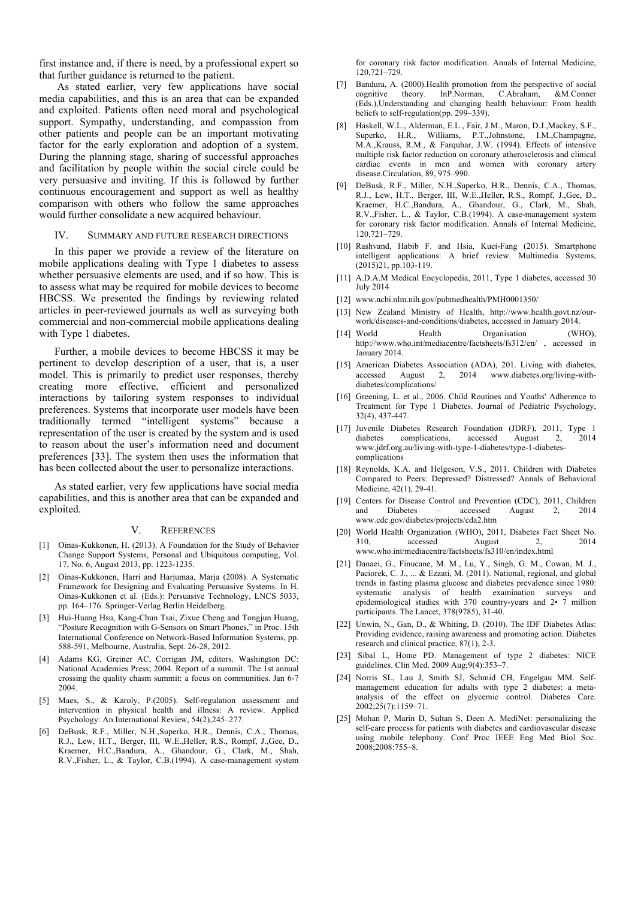first instance and, if there is need, by a professional expert so that further guidance is returned to the patient.

As stated earlier, very few applications have social media capabilities, and this is an area that can be expanded and exploited. Patients often need moral and psychological support. Sympathy, understanding, and compassion from other patients and people can be an important motivating factor for the early exploration and adoption of a system. During the planning stage, sharing of successful approaches and facilitation by people within the social circle could be very persuasive and inviting. If this is followed by further continuous encouragement and support as well as healthy comparison with others who follow the same approaches would further consolidate a new acquired behaviour.

## IV. Summary and Future Research Directions

In this paper we provide a review of the literature on mobile applications dealing with Type 1 diabetes to assess whether persuasive elements are used, and if so how. This is to assess what may be required for mobile devices to become HBCSS. We presented the findings by reviewing related articles in peer-reviewed journals as well as surveying both commercial and non-commercial mobile applications dealing with Type 1 diabetes.

Further, a mobile devices to become HBCSS it may be pertinent to develop description of a user, that is, a user model. This is primarily to predict user responses, thereby creating more effective, efficient and personalized interactions by tailoring system responses to individual preferences. Systems that incorporate user models have been traditionally termed "intelligent systems" because a representation of the user is created by the system and is used to reason about the user's information need and document preferences [33]. The system then uses the information that has been collected about the user to personalize interactions.

As stated earlier, very few applications have social media capabilities, and this is another area that can be expanded and exploited.

## V. References

[1] Oinas-Kukkonen, H. (2013). A Foundation for the Study of Behavior Change Support Systems, Personal and Ubiquitous computing, Vol. 17, No. 6, August 2013, pp. 1223-1235.

[2] Oinas-Kukkonen, Harri and Harjumaa, Marja (2008). A Systematic Framework for Designing and Evaluating Persuasive Systems. In H. Oinas-Kukkonen et al. (Eds.): Persuasive Technology, LNCS 5033, pp. 164–176. Springer-Verlag Berlin Heidelberg.

[3] Hui-Huang Hsu, Kang-Chun Tsai, Zixue Cheng and Tongjun Huang, "Posture Recognition with G-Sensors on Smart Phones," in Proc. 15th International Conference on Network-Based Information Systems, pp. 588-591, Melbourne, Australia, Sept. 26-28, 2012.

[4] Adams KG, Greiner AC, Corrigan JM, editors. Washington DC: National Academies Press; 2004. Report of a summit. The 1st annual crossing the quality chasm summit: a focus on communities. Jan 6-7 2004.

[5] Maes, S., & Karoly, P.(2005). Self-regulation assessment and intervention in physical health and illness: A review. Applied Psychology: An International Review, 54(2),245–277.

[6] DeBusk, R.F., Miller, N.H.,Superko, H.R., Dennis, C.A., Thomas, R.J., Lew, H.T., Berger, III, W.E.,Heller, R.S., Rompf, J.,Gee, D., Kraemer, H.C.,Bandura, A., Ghandour, G., Clark, M., Shah, R.V.,Fisher, L., & Taylor, C.B.(1994). A case-management system for coronary risk factor modification. Annals of Internal Medicine, 120,721–729.

[7] Bandura, A. (2000).Health promotion from the perspective of social cognitive theory. InP.Norman, C.Abraham, &M.Conner (Eds.),Understanding and changing health behaviour: From health beliefs to self-regulation(pp. 299–339).

[8] Haskell, W.L., Alderman, E.L., Fair, J.M., Maron, D.J.,Mackey, S.F., Superko, H.R., Williams, P.T.,Johnstone, I.M.,Champagne, M.A.,Krauss, R.M., & Farquhar, J.W. (1994). Effects of intensive multiple risk factor reduction on coronary atherosclerosis and clinical cardiac events in men and women with coronary artery disease.Circulation, 89, 975–990.

[9] DeBusk, R.F., Miller, N.H.,Superko, H.R., Dennis, C.A., Thomas, R.J., Lew, H.T., Berger, III, W.E.,Heller, R.S., Rompf, J.,Gee, D., Kraemer, H.C.,Bandura, A., Ghandour, G., Clark, M., Shah, R.V.,Fisher, L., & Taylor, C.B.(1994). A case-management system for coronary risk factor modification. Annals of Internal Medicine, 120,721–729.

[10] Rashvand, Habib F. and Hsia, Kuei-Fang (2015). Smartphone intelligent applications: A brief review. Multimedia Systems, (2015)21, pp.103-119.

[11] A.D.A.M Medical Encyclopedia, 2011, Type 1 diabetes, accessed 30 July 2014

[12] www.ncbi.nlm.nih.gov/pubmedhealth/PMH0001350/

[13] New Zealand Ministry of Health, http://www.health.govt.nz/our-work/diseases-and-conditions/diabetes, accessed in January 2014.

[14] World Health Organisation (WHO), http://www.who.int/mediacentre/factsheets/fs312/en/ , accessed in January 2014.

[15] American Diabetes Association (ADA), 201. Living with diabetes, accessed August 2, 2014 www.diabetes.org/living-with-diabetes/complications/

[16] Greening, L. et al., 2006. Child Routines and Youths' Adherence to Treatment for Type 1 Diabetes. Journal of Pediatric Psychology, 32(4), 437-447.

[17] Juvenile Diabetes Research Foundation (JDRF), 2011, Type 1 diabetes complications, accessed August 2, 2014 www.jdrf.org.au/living-with-type-1-diabetes/type-1-diabetes-complications

[18] Reynolds, K.A. and Helgeson, V.S., 2011. Children with Diabetes Compared to Peers: Depressed? Distressed? Annals of Behavioral Medicine, 42(1), 29-41.

[19] Centers for Disease Control and Prevention (CDC), 2011, Children and Diabetes – accessed August 2, 2014 www.cdc.gov/diabetes/projects/cda2.htm

[20] World Health Organization (WHO), 2011, Diabetes Fact Sheet No. 310, accessed August 2, 2014 www.who.int/mediacentre/factsheets/fs310/en/index.html

[21] Danaei, G., Finucane, M. M., Lu, Y., Singh, G. M., Cowan, M. J., Paciorek, C. J., ... & Ezzati, M. (2011). National, regional, and global trends in fasting plasma glucose and diabetes prevalence since 1980: systematic analysis of health examination surveys and epidemiological studies with 370 country-years and 2• 7 million participants. The Lancet, 378(9785), 31-40.

[22] Unwin, N., Gan, D., & Whiting, D. (2010). The IDF Diabetes Atlas: Providing evidence, raising awareness and promoting action. Diabetes research and clinical practice, 87(1), 2-3.

[23] Sibal L, Home PD. Management of type 2 diabetes: NICE guidelines. Clin Med. 2009 Aug;9(4):353–7.

[24] Norris SL, Lau J, Smith SJ, Schmid CH, Engelgau MM. Self-management education for adults with type 2 diabetes: a meta-analysis of the effect on glycemic control. Diabetes Care. 2002;25(7):1159–71.

[25] Mohan P, Marin D, Sultan S, Deen A. MediNet: personalizing the self-care process for patients with diabetes and cardiovascular disease using mobile telephony. Conf Proc IEEE Eng Med Biol Soc. 2008;2008:755–8.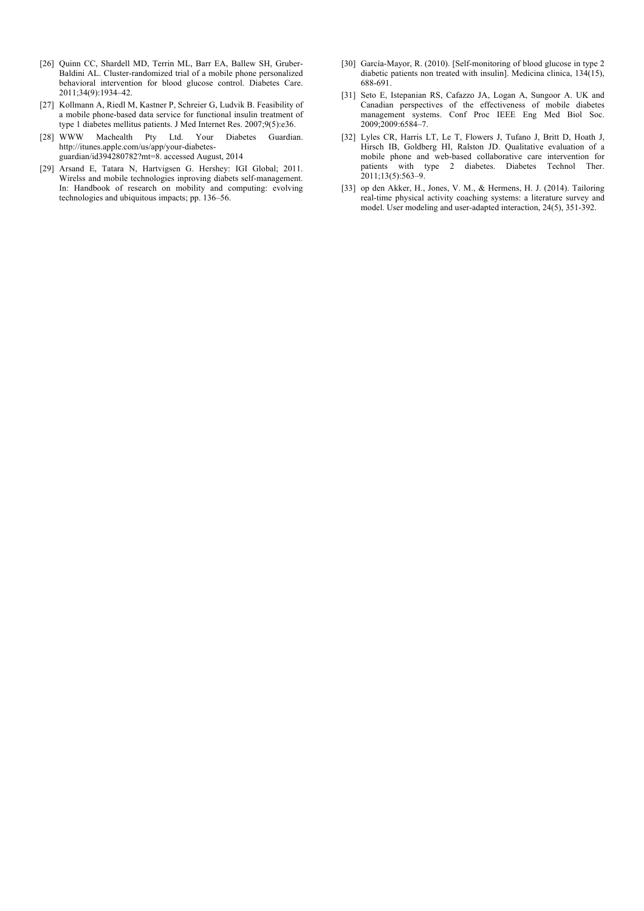[26] Quinn CC, Shardell MD, Terrin ML, Barr EA, Ballew SH, Gruber-Baldini AL. Cluster-randomized trial of a mobile phone personalized behavioral intervention for blood glucose control. Diabetes Care. 2011;34(9):1934–42.

[27] Kollmann A, Riedl M, Kastner P, Schreier G, Ludvik B. Feasibility of a mobile phone-based data service for functional insulin treatment of type 1 diabetes mellitus patients. J Med Internet Res. 2007;9(5):e36.

[28] WWW Machealth Pty Ltd. Your Diabetes Guardian. http://itunes.apple.com/us/app/your-diabetes-guardian/id394280782?mt=8. accessed August, 2014

[29] Arsand E, Tatara N, Hartvigsen G. Hershey: IGI Global; 2011. Wirelss and mobile technologies inproving diabets self-management. In: Handbook of research on mobility and computing: evolving technologies and ubiquitous impacts; pp. 136–56.

[30] García-Mayor, R. (2010). [Self-monitoring of blood glucose in type 2 diabetic patients non treated with insulin]. Medicina clinica, 134(15), 688-691.

[31] Seto E, Istepanian RS, Cafazzo JA, Logan A, Sungoor A. UK and Canadian perspectives of the effectiveness of mobile diabetes management systems. Conf Proc IEEE Eng Med Biol Soc. 2009;2009:6584–7.

[32] Lyles CR, Harris LT, Le T, Flowers J, Tufano J, Britt D, Hoath J, Hirsch IB, Goldberg HI, Ralston JD. Qualitative evaluation of a mobile phone and web-based collaborative care intervention for patients with type 2 diabetes. Diabetes Technol Ther. 2011;13(5):563–9.

[33] op den Akker, H., Jones, V. M., & Hermens, H. J. (2014). Tailoring real-time physical activity coaching systems: a literature survey and model. User modeling and user-adapted interaction, 24(5), 351-392.